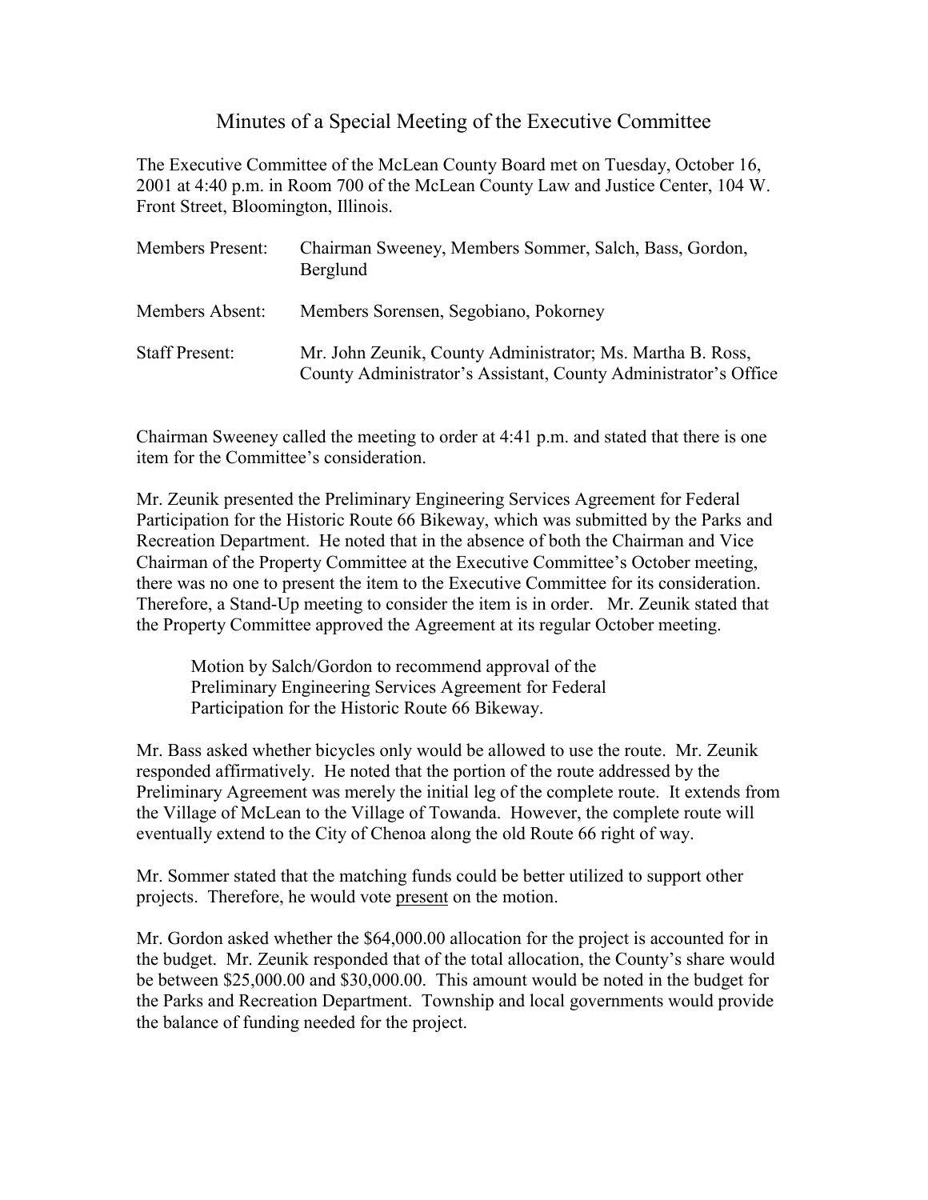# Minutes of a Special Meeting of the Executive Committee

The Executive Committee of the McLean County Board met on Tuesday, October 16, 2001 at 4:40 p.m. in Room 700 of the McLean County Law and Justice Center, 104 W. Front Street, Bloomington, Illinois.

| | |
|---|---|
| Members Present: | Chairman Sweeney, Members Sommer, Salch, Bass, Gordon, Berglund |
| Members Absent: | Members Sorensen, Segobiano, Pokorney |
| Staff Present: | Mr. John Zeunik, County Administrator; Ms. Martha B. Ross, County Administrator's Assistant, County Administrator's Office |

Chairman Sweeney called the meeting to order at 4:41 p.m. and stated that there is one item for the Committee's consideration.

Mr. Zeunik presented the Preliminary Engineering Services Agreement for Federal Participation for the Historic Route 66 Bikeway, which was submitted by the Parks and Recreation Department. He noted that in the absence of both the Chairman and Vice Chairman of the Property Committee at the Executive Committee's October meeting, there was no one to present the item to the Executive Committee for its consideration. Therefore, a Stand-Up meeting to consider the item is in order. Mr. Zeunik stated that the Property Committee approved the Agreement at its regular October meeting.

> Motion by Salch/Gordon to recommend approval of the Preliminary Engineering Services Agreement for Federal Participation for the Historic Route 66 Bikeway.

Mr. Bass asked whether bicycles only would be allowed to use the route. Mr. Zeunik responded affirmatively. He noted that the portion of the route addressed by the Preliminary Agreement was merely the initial leg of the complete route. It extends from the Village of McLean to the Village of Towanda. However, the complete route will eventually extend to the City of Chenoa along the old Route 66 right of way.

Mr. Sommer stated that the matching funds could be better utilized to support other projects. Therefore, he would vote present on the motion.

Mr. Gordon asked whether the $64,000.00 allocation for the project is accounted for in the budget. Mr. Zeunik responded that of the total allocation, the County's share would be between $25,000.00 and $30,000.00. This amount would be noted in the budget for the Parks and Recreation Department. Township and local governments would provide the balance of funding needed for the project.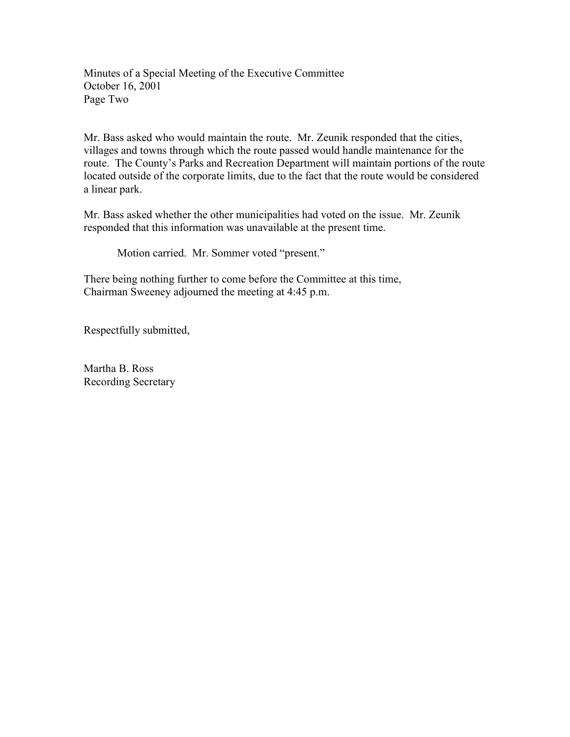Mr. Bass asked who would maintain the route. Mr. Zeunik responded that the cities, villages and towns through which the route passed would handle maintenance for the route. The County's Parks and Recreation Department will maintain portions of the route located outside of the corporate limits, due to the fact that the route would be considered a linear park.

Mr. Bass asked whether the other municipalities had voted on the issue. Mr. Zeunik responded that this information was unavailable at the present time.

Motion carried. Mr. Sommer voted "present."

There being nothing further to come before the Committee at this time, Chairman Sweeney adjourned the meeting at 4:45 p.m.

Respectfully submitted,

Martha B. Ross
Recording Secretary